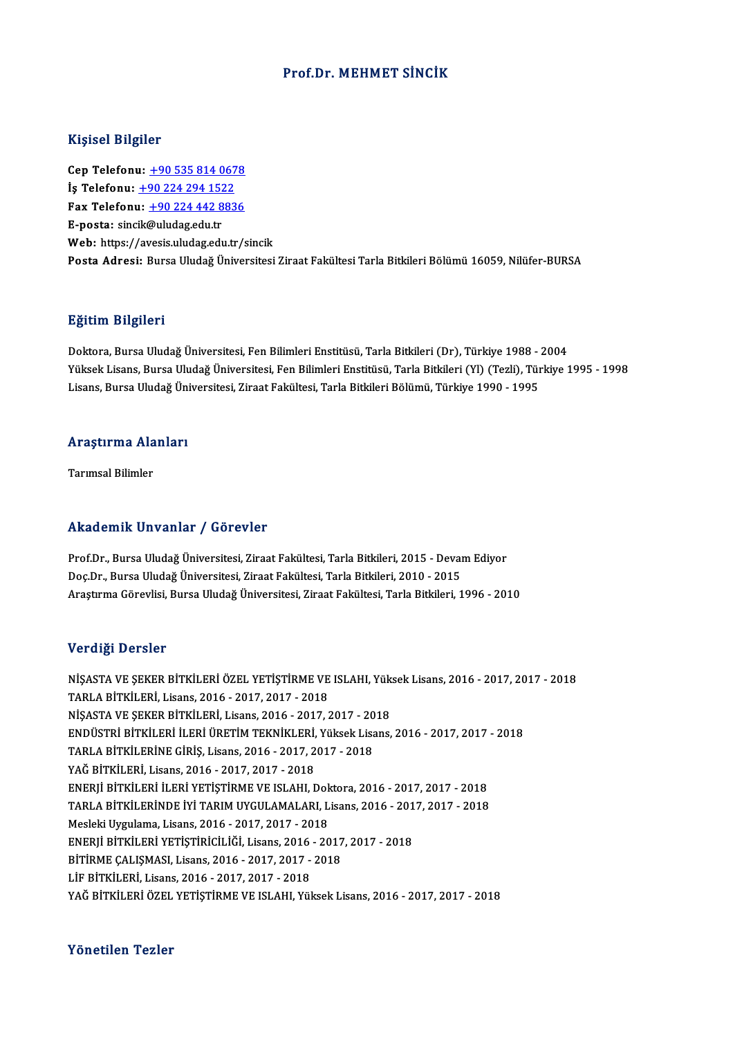# Prof.Dr. MEHMET SİNCİK

## Kişisel Bilgiler

**Cep Telefonu:** +90 535 814 0678
**İş Telefonu:** +90 224 294 1522
**Fax Telefonu:** +90 224 442 8836
**E-posta:** sincik@uludag.edu.tr
**Web:** https://avesis.uludag.edu.tr/sincik
**Posta Adresi:** Bursa Uludağ Üniversitesi Ziraat Fakültesi Tarla Bitkileri Bölümü 16059, Nilüfer-BURSA

## Eğitim Bilgileri

Doktora, Bursa Uludağ Üniversitesi, Fen Bilimleri Enstitüsü, Tarla Bitkileri (Dr), Türkiye 1988 - 2004
Yüksek Lisans, Bursa Uludağ Üniversitesi, Fen Bilimleri Enstitüsü, Tarla Bitkileri (Yl) (Tezli), Türkiye 1995 - 1998
Lisans, Bursa Uludağ Üniversitesi, Ziraat Fakültesi, Tarla Bitkileri Bölümü, Türkiye 1990 - 1995

## Araştırma Alanları

Tarımsal Bilimler

## Akademik Unvanlar / Görevler

Prof.Dr., Bursa Uludağ Üniversitesi, Ziraat Fakültesi, Tarla Bitkileri, 2015 - Devam Ediyor
Doç.Dr., Bursa Uludağ Üniversitesi, Ziraat Fakültesi, Tarla Bitkileri, 2010 - 2015
Araştırma Görevlisi, Bursa Uludağ Üniversitesi, Ziraat Fakültesi, Tarla Bitkileri, 1996 - 2010

## Verdiği Dersler

NİŞASTA VE ŞEKER BİTKİLERİ ÖZEL YETİŞTİRME VE ISLAHI, Yüksek Lisans, 2016 - 2017, 2017 - 2018
TARLA BİTKİLERİ, Lisans, 2016 - 2017, 2017 - 2018
NİŞASTA VE ŞEKER BİTKİLERİ, Lisans, 2016 - 2017, 2017 - 2018
ENDÜSTRİ BİTKİLERİ İLERİ ÜRETİM TEKNİKLERİ, Yüksek Lisans, 2016 - 2017, 2017 - 2018
TARLA BİTKİLERİNE GİRİŞ, Lisans, 2016 - 2017, 2017 - 2018
YAĞ BİTKİLERİ, Lisans, 2016 - 2017, 2017 - 2018
ENERJİ BİTKİLERİ İLERİ YETİŞTİRME VE ISLAHI, Doktora, 2016 - 2017, 2017 - 2018
TARLA BİTKİLERİNDE İYİ TARIM UYGULAMALARI, Lisans, 2016 - 2017, 2017 - 2018
Mesleki Uygulama, Lisans, 2016 - 2017, 2017 - 2018
ENERJİ BİTKİLERİ YETİŞTİRİCİLİĞİ, Lisans, 2016 - 2017, 2017 - 2018
BİTİRME ÇALIŞMASI, Lisans, 2016 - 2017, 2017 - 2018
LİF BİTKİLERİ, Lisans, 2016 - 2017, 2017 - 2018
YAĞ BİTKİLERİ ÖZEL YETİŞTİRME VE ISLAHI, Yüksek Lisans, 2016 - 2017, 2017 - 2018

## Yönetilen Tezler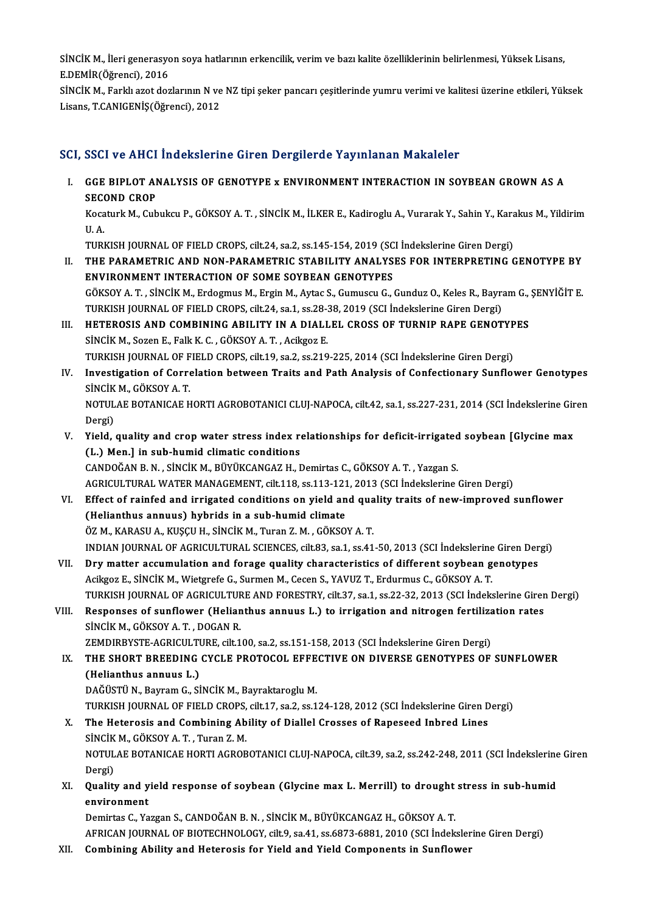SİNCİK M., İleri generasyon soya hatlarının erkencilik, verim ve bazı kalite özelliklerinin belirlenmesi, Yüksek Lisans, E.DEMİR(Öğrenci), 2016

SİNCİK M., Farklı azot dozlarının N ve NZ tipi şeker pancarı çeşitlerinde yumru verimi ve kalitesi üzerine etkileri, Yüksek Lisans, T.CANIGENİŞ(Öğrenci), 2012

## SCI, SSCI ve AHCI İndekslerine Giren Dergilerde Yayınlanan Makaleler

I. **GGE BIPLOT ANALYSIS OF GENOTYPE x ENVIRONMENT INTERACTION IN SOYBEAN GROWN AS A SECOND CROP**
Kocaturk M., Cubukcu P., GÖKSOY A. T. , SİNCİK M., İLKER E., Kadiroglu A., Vurarak Y., Sahin Y., Karakus M., Yildirim U. A.
TURKISH JOURNAL OF FIELD CROPS, cilt.24, sa.2, ss.145-154, 2019 (SCI İndekslerine Giren Dergi)

II. **THE PARAMETRIC AND NON-PARAMETRIC STABILITY ANALYSES FOR INTERPRETING GENOTYPE BY ENVIRONMENT INTERACTION OF SOME SOYBEAN GENOTYPES**
GÖKSOY A. T. , SİNCİK M., Erdogmus M., Ergin M., Aytac S., Gumuscu G., Gunduz O., Keles R., Bayram G., ŞENYİĞİT E.
TURKISH JOURNAL OF FIELD CROPS, cilt.24, sa.1, ss.28-38, 2019 (SCI İndekslerine Giren Dergi)

III. **HETEROSIS AND COMBINING ABILITY IN A DIALLEL CROSS OF TURNIP RAPE GENOTYPES**
SİNCİK M., Sozen E., Falk K. C. , GÖKSOY A. T. , Acikgoz E.
TURKISH JOURNAL OF FIELD CROPS, cilt.19, sa.2, ss.219-225, 2014 (SCI İndekslerine Giren Dergi)

IV. **Investigation of Correlation between Traits and Path Analysis of Confectionary Sunflower Genotypes**
SİNCİK M., GÖKSOY A. T.
NOTULAE BOTANICAE HORTI AGROBOTANICI CLUJ-NAPOCA, cilt.42, sa.1, ss.227-231, 2014 (SCI İndekslerine Giren Dergi)

V. **Yield, quality and crop water stress index relationships for deficit-irrigated soybean [Glycine max (L.) Men.] in sub-humid climatic conditions**
CANDOĞAN B. N. , SİNCİK M., BÜYÜKCANGAZ H., Demirtas C., GÖKSOY A. T. , Yazgan S.
AGRICULTURAL WATER MANAGEMENT, cilt.118, ss.113-121, 2013 (SCI İndekslerine Giren Dergi)

VI. **Effect of rainfed and irrigated conditions on yield and quality traits of new-improved sunflower (Helianthus annuus) hybrids in a sub-humid climate**
ÖZ M., KARASU A., KUŞÇU H., SİNCİK M., Turan Z. M. , GÖKSOY A. T.
INDIAN JOURNAL OF AGRICULTURAL SCIENCES, cilt.83, sa.1, ss.41-50, 2013 (SCI İndekslerine Giren Dergi)

VII. **Dry matter accumulation and forage quality characteristics of different soybean genotypes**
Acikgoz E., SİNCİK M., Wietgrefe G., Surmen M., Cecen S., YAVUZ T., Erdurmus C., GÖKSOY A. T.
TURKISH JOURNAL OF AGRICULTURE AND FORESTRY, cilt.37, sa.1, ss.22-32, 2013 (SCI İndekslerine Giren Dergi)

VIII. **Responses of sunflower (Helianthus annuus L.) to irrigation and nitrogen fertilization rates**
SİNCİK M., GÖKSOY A. T. , DOGAN R.
ZEMDIRBYSTE-AGRICULTURE, cilt.100, sa.2, ss.151-158, 2013 (SCI İndekslerine Giren Dergi)

IX. **THE SHORT BREEDING CYCLE PROTOCOL EFFECTIVE ON DIVERSE GENOTYPES OF SUNFLOWER (Helianthus annuus L.)**
DAĞÜSTÜ N., Bayram G., SİNCİK M., Bayraktaroglu M.
TURKISH JOURNAL OF FIELD CROPS, cilt.17, sa.2, ss.124-128, 2012 (SCI İndekslerine Giren Dergi)

X. **The Heterosis and Combining Ability of Diallel Crosses of Rapeseed Inbred Lines**
SİNCİK M., GÖKSOY A. T. , Turan Z. M.
NOTULAE BOTANICAE HORTI AGROBOTANICI CLUJ-NAPOCA, cilt.39, sa.2, ss.242-248, 2011 (SCI İndekslerine Giren Dergi)

XI. **Quality and yield response of soybean (Glycine max L. Merrill) to drought stress in sub-humid environment**
Demirtas C., Yazgan S., CANDOĞAN B. N. , SİNCİK M., BÜYÜKCANGAZ H., GÖKSOY A. T.
AFRICAN JOURNAL OF BIOTECHNOLOGY, cilt.9, sa.41, ss.6873-6881, 2010 (SCI İndekslerine Giren Dergi)

XII. **Combining Ability and Heterosis for Yield and Yield Components in Sunflower**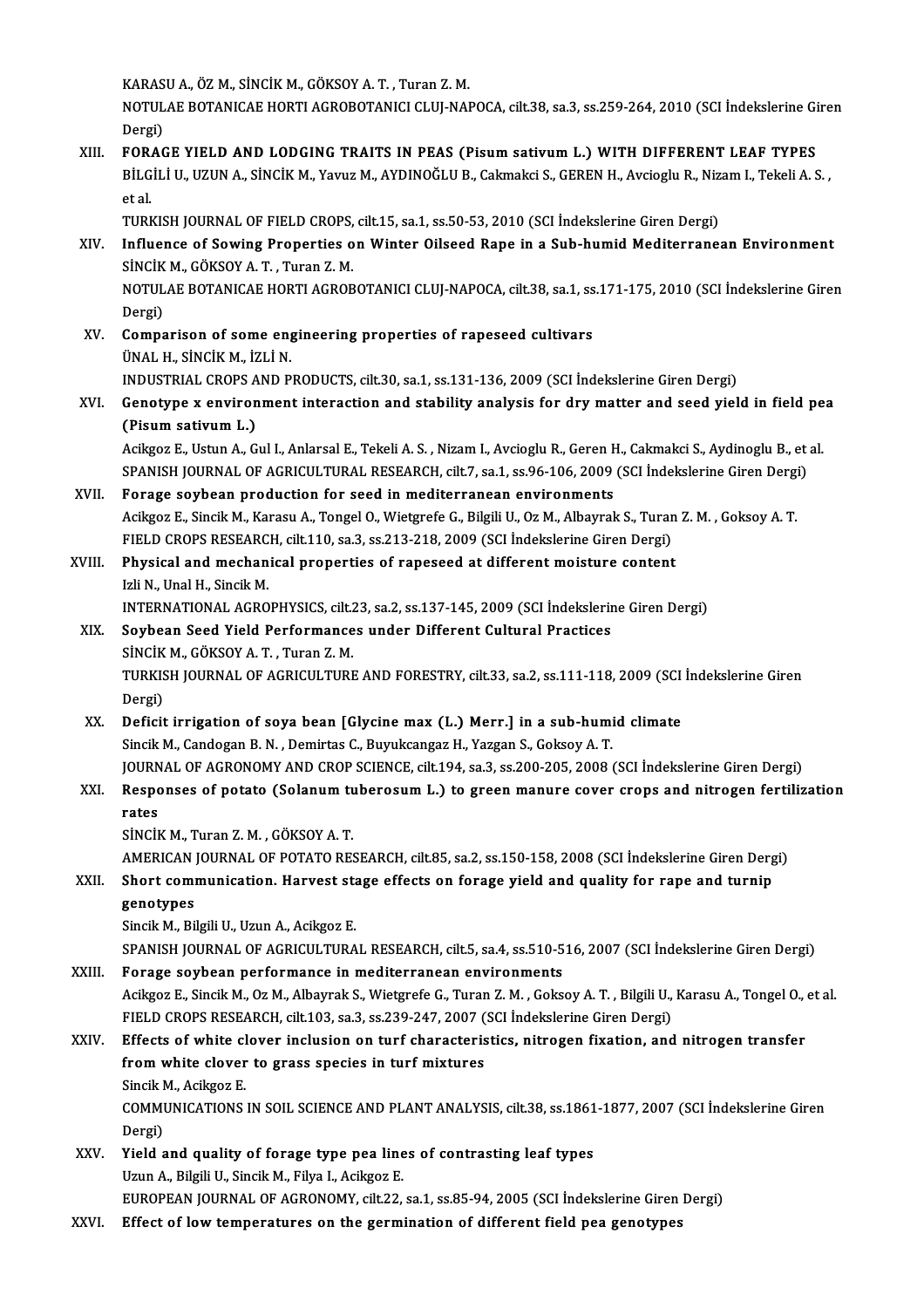KARASU A., ÖZ M., SİNCİK M., GÖKSOY A. T. , Turan Z. M.
NOTULAE BOTANICAE HORTI AGROBOTANICI CLUJ-NAPOCA, cilt.38, sa.3, ss.259-264, 2010 (SCI İndekslerine Giren Dergi)

XIII. **FORAGE YIELD AND LODGING TRAITS IN PEAS (Pisum sativum L.) WITH DIFFERENT LEAF TYPES**
BİLGİLİ U., UZUN A., SİNCİK M., Yavuz M., AYDINOĞLU B., Cakmakci S., GEREN H., Avcioglu R., Nizam I., Tekeli A. S. , et al.
TURKISH JOURNAL OF FIELD CROPS, cilt.15, sa.1, ss.50-53, 2010 (SCI İndekslerine Giren Dergi)

XIV. **Influence of Sowing Properties on Winter Oilseed Rape in a Sub-humid Mediterranean Environment**
SİNCİK M., GÖKSOY A. T. , Turan Z. M.
NOTULAE BOTANICAE HORTI AGROBOTANICI CLUJ-NAPOCA, cilt.38, sa.1, ss.171-175, 2010 (SCI İndekslerine Giren Dergi)

XV. **Comparison of some engineering properties of rapeseed cultivars**
ÜNAL H., SİNCİK M., İZLİ N.
INDUSTRIAL CROPS AND PRODUCTS, cilt.30, sa.1, ss.131-136, 2009 (SCI İndekslerine Giren Dergi)

XVI. **Genotype x environment interaction and stability analysis for dry matter and seed yield in field pea (Pisum sativum L.)**
Acikgoz E., Ustun A., Gul I., Anlarsal E., Tekeli A. S. , Nizam I., Avcioglu R., Geren H., Cakmakci S., Aydinoglu B., et al.
SPANISH JOURNAL OF AGRICULTURAL RESEARCH, cilt.7, sa.1, ss.96-106, 2009 (SCI İndekslerine Giren Dergi)

XVII. **Forage soybean production for seed in mediterranean environments**
Acikgoz E., Sincik M., Karasu A., Tongel O., Wietgrefe G., Bilgili U., Oz M., Albayrak S., Turan Z. M. , Goksoy A. T.
FIELD CROPS RESEARCH, cilt.110, sa.3, ss.213-218, 2009 (SCI İndekslerine Giren Dergi)

XVIII. **Physical and mechanical properties of rapeseed at different moisture content**
Izli N., Unal H., Sincik M.
INTERNATIONAL AGROPHYSICS, cilt.23, sa.2, ss.137-145, 2009 (SCI İndekslerine Giren Dergi)

XIX. **Soybean Seed Yield Performances under Different Cultural Practices**
SİNCİK M., GÖKSOY A. T. , Turan Z. M.
TURKISH JOURNAL OF AGRICULTURE AND FORESTRY, cilt.33, sa.2, ss.111-118, 2009 (SCI İndekslerine Giren Dergi)

XX. **Deficit irrigation of soya bean [Glycine max (L.) Merr.] in a sub-humid climate**
Sincik M., Candogan B. N. , Demirtas C., Buyukcangaz H., Yazgan S., Goksoy A. T.
JOURNAL OF AGRONOMY AND CROP SCIENCE, cilt.194, sa.3, ss.200-205, 2008 (SCI İndekslerine Giren Dergi)

XXI. **Responses of potato (Solanum tuberosum L.) to green manure cover crops and nitrogen fertilization rates**
SİNCİK M., Turan Z. M. , GÖKSOY A. T.
AMERICAN JOURNAL OF POTATO RESEARCH, cilt.85, sa.2, ss.150-158, 2008 (SCI İndekslerine Giren Dergi)

XXII. **Short communication. Harvest stage effects on forage yield and quality for rape and turnip genotypes**
Sincik M., Bilgili U., Uzun A., Acikgoz E.
SPANISH JOURNAL OF AGRICULTURAL RESEARCH, cilt.5, sa.4, ss.510-516, 2007 (SCI İndekslerine Giren Dergi)

XXIII. **Forage soybean performance in mediterranean environments**
Acikgoz E., Sincik M., Oz M., Albayrak S., Wietgrefe G., Turan Z. M. , Goksoy A. T. , Bilgili U., Karasu A., Tongel O., et al.
FIELD CROPS RESEARCH, cilt.103, sa.3, ss.239-247, 2007 (SCI İndekslerine Giren Dergi)

XXIV. **Effects of white clover inclusion on turf characteristics, nitrogen fixation, and nitrogen transfer from white clover to grass species in turf mixtures**
Sincik M., Acikgoz E.
COMMUNICATIONS IN SOIL SCIENCE AND PLANT ANALYSIS, cilt.38, ss.1861-1877, 2007 (SCI İndekslerine Giren Dergi)

XXV. **Yield and quality of forage type pea lines of contrasting leaf types**
Uzun A., Bilgili U., Sincik M., Filya I., Acikgoz E.
EUROPEAN JOURNAL OF AGRONOMY, cilt.22, sa.1, ss.85-94, 2005 (SCI İndekslerine Giren Dergi)

XXVI. **Effect of low temperatures on the germination of different field pea genotypes**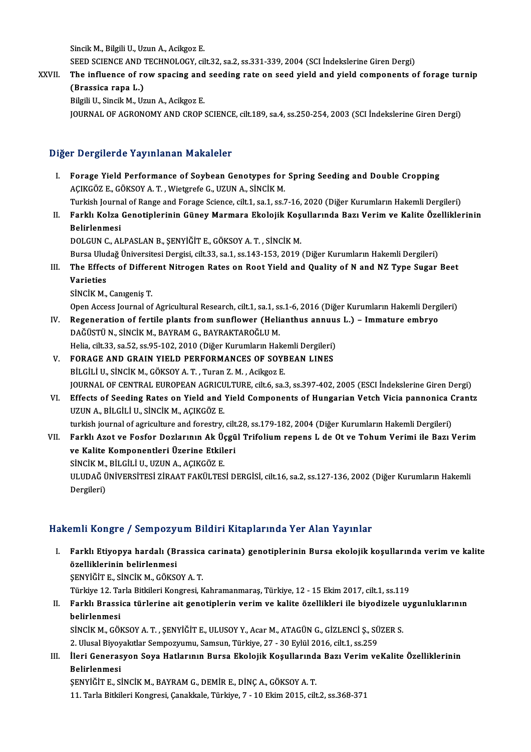Sincik M., Bilgili U., Uzun A., Acikgoz E.
SEED SCIENCE AND TECHNOLOGY, cilt.32, sa.2, ss.331-339, 2004 (SCI İndekslerine Giren Dergi)

XXVII. **The influence of row spacing and seeding rate on seed yield and yield components of forage turnip (Brassica rapa L.)**
Bilgili U., Sincik M., Uzun A., Acikgoz E.
JOURNAL OF AGRONOMY AND CROP SCIENCE, cilt.189, sa.4, ss.250-254, 2003 (SCI İndekslerine Giren Dergi)

## Diğer Dergilerde Yayınlanan Makaleler

I. **Forage Yield Performance of Soybean Genotypes for Spring Seeding and Double Cropping**
AÇIKGÖZ E., GÖKSOY A. T. , Wietgrefe G., UZUN A., SİNCİK M.
Turkish Journal of Range and Forage Science, cilt.1, sa.1, ss.7-16, 2020 (Diğer Kurumların Hakemli Dergileri)

II. **Farklı Kolza Genotiplerinin Güney Marmara Ekolojik Koşullarında Bazı Verim ve Kalite Özelliklerinin Belirlenmesi**
DOLGUN C., ALPASLAN B., ŞENYİĞİT E., GÖKSOY A. T. , SİNCİK M.
Bursa Uludağ Üniversitesi Dergisi, cilt.33, sa.1, ss.143-153, 2019 (Diğer Kurumların Hakemli Dergileri)

III. **The Effects of Different Nitrogen Rates on Root Yield and Quality of N and NZ Type Sugar Beet Varieties**
SİNCİK M., Canıgeniş T.
Open Access Journal of Agricultural Research, cilt.1, sa.1, ss.1-6, 2016 (Diğer Kurumların Hakemli Dergileri)

IV. **Regeneration of fertile plants from sunflower (Helianthus annuus L.) – Immature embryo**
DAĞÜSTÜ N., SİNCİK M., BAYRAM G., BAYRAKTAROĞLU M.
Helia, cilt.33, sa.52, ss.95-102, 2010 (Diğer Kurumların Hakemli Dergileri)

V. **FORAGE AND GRAIN YIELD PERFORMANCES OF SOYBEAN LINES**
BİLGİLİ U., SİNCİK M., GÖKSOY A. T. , Turan Z. M. , Acikgoz E.
JOURNAL OF CENTRAL EUROPEAN AGRICULTURE, cilt.6, sa.3, ss.397-402, 2005 (ESCI İndekslerine Giren Dergi)

VI. **Effects of Seeding Rates on Yield and Yield Components of Hungarian Vetch Vicia pannonica Crantz**
UZUN A., BİLGİLİ U., SİNCİK M., AÇIKGÖZ E.
turkish journal of agriculture and forestry, cilt.28, ss.179-182, 2004 (Diğer Kurumların Hakemli Dergileri)

VII. **Farklı Azot ve Fosfor Dozlarının Ak Üçgül Trifolium repens L de Ot ve Tohum Verimi ile Bazı Verim ve Kalite Komponentleri Üzerine Etkileri**
SİNCİK M., BİLGİLİ U., UZUN A., AÇIKGÖZ E.
ULUDAĞ ÜNİVERSİTESİ ZİRAAT FAKÜLTESİ DERGİSİ, cilt.16, sa.2, ss.127-136, 2002 (Diğer Kurumların Hakemli Dergileri)

## Hakemli Kongre / Sempozyum Bildiri Kitaplarında Yer Alan Yayınlar

I. **Farklı Etiyopya hardalı (Brassica carinata) genotiplerinin Bursa ekolojik koşullarında verim ve kalite özelliklerinin belirlenmesi**
ŞENYİĞİT E., SİNCİK M., GÖKSOY A. T.
Türkiye 12. Tarla Bitkileri Kongresi, Kahramanmaraş, Türkiye, 12 - 15 Ekim 2017, cilt.1, ss.119

II. **Farklı Brassica türlerine ait genotiplerin verim ve kalite özellikleri ile biyodizele uygunluklarının belirlenmesi**
SİNCİK M., GÖKSOY A. T. , ŞENYİĞİT E., ULUSOY Y., Acar M., ATAGÜN G., GİZLENCİ Ş., SÜZER S.
2. Ulusal Biyoyakıtlar Sempozyumu, Samsun, Türkiye, 27 - 30 Eylül 2016, cilt.1, ss.259

III. **İleri Generasyon Soya Hatlarının Bursa Ekolojik Koşullarında Bazı Verim veKalite Özelliklerinin Belirlenmesi**
ŞENYİĞİT E., SİNCİK M., BAYRAM G., DEMİR E., DİNÇ A., GÖKSOY A. T.
11. Tarla Bitkileri Kongresi, Çanakkale, Türkiye, 7 - 10 Ekim 2015, cilt.2, ss.368-371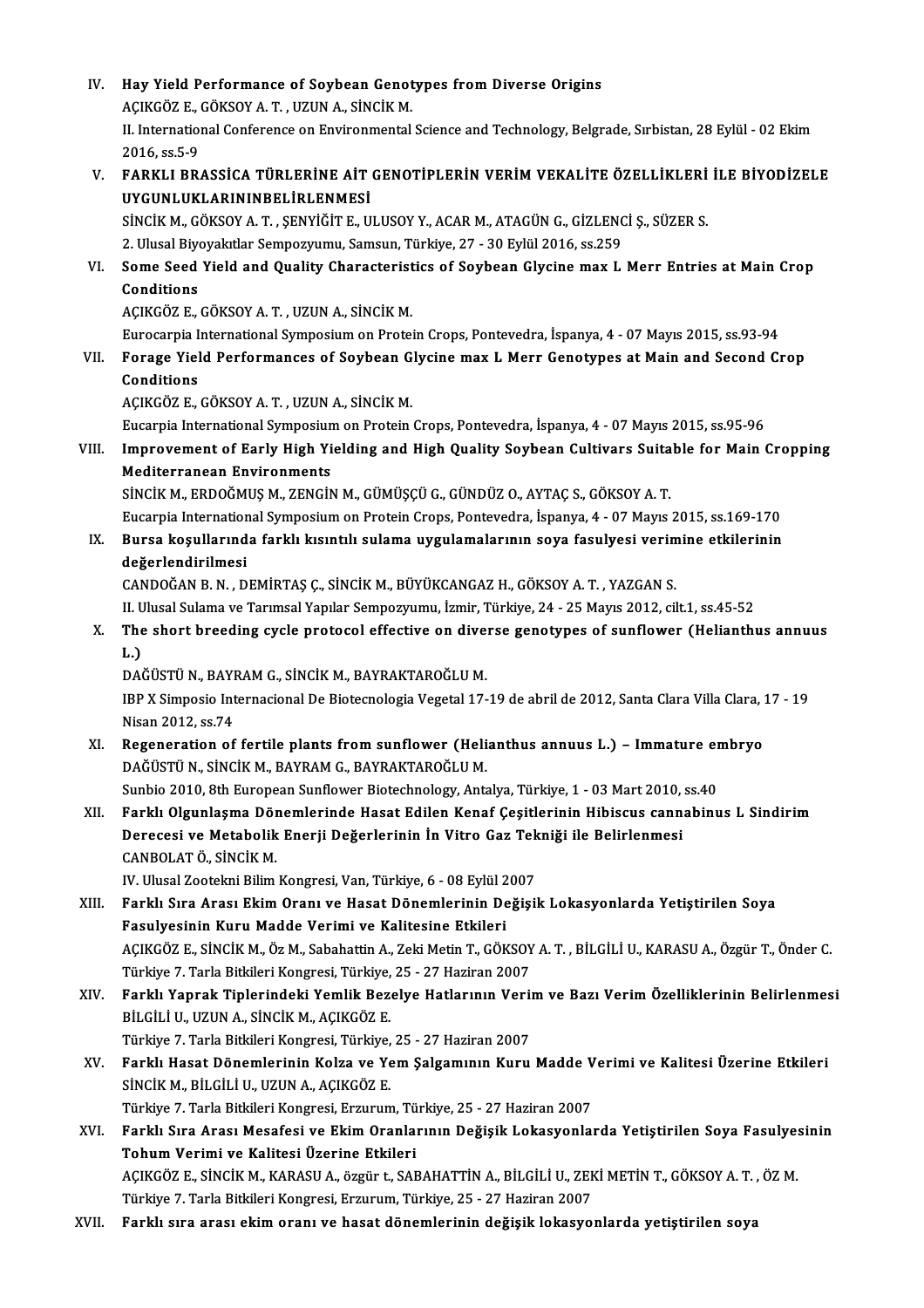IV. **Hay Yield Performance of Soybean Genotypes from Diverse Origins**
AÇIKGÖZ E., GÖKSOY A. T. , UZUN A., SİNCİK M.
II. International Conference on Environmental Science and Technology, Belgrade, Sırbistan, 28 Eylül - 02 Ekim 2016, ss.5-9

V. **FARKLI BRASSİCA TÜRLERİNE AİT GENOTİPLERİN VERİM VEKALİTE ÖZELLİKLERİ İLE BİYODİZELE UYGUNLUKLARININBELİRLENMESİ**
SİNCİK M., GÖKSOY A. T. , ŞENYİĞİT E., ULUSOY Y., ACAR M., ATAGÜN G., GİZLENCİ Ş., SÜZER S.
2. Ulusal Biyoyakıtlar Sempozyumu, Samsun, Türkiye, 27 - 30 Eylül 2016, ss.259

VI. **Some Seed Yield and Quality Characteristics of Soybean Glycine max L Merr Entries at Main Crop Conditions**
AÇIKGÖZ E., GÖKSOY A. T. , UZUN A., SİNCİK M.
Eurocarpia International Symposium on Protein Crops, Pontevedra, İspanya, 4 - 07 Mayıs 2015, ss.93-94

VII. **Forage Yield Performances of Soybean Glycine max L Merr Genotypes at Main and Second Crop Conditions**
AÇIKGÖZ E., GÖKSOY A. T. , UZUN A., SİNCİK M.
Eucarpia International Symposium on Protein Crops, Pontevedra, İspanya, 4 - 07 Mayıs 2015, ss.95-96

VIII. **Improvement of Early High Yielding and High Quality Soybean Cultivars Suitable for Main Cropping Mediterranean Environments**
SİNCİK M., ERDOĞMUŞ M., ZENGİN M., GÜMÜŞÇÜ G., GÜNDÜZ O., AYTAÇ S., GÖKSOY A. T.
Eucarpia International Symposium on Protein Crops, Pontevedra, İspanya, 4 - 07 Mayıs 2015, ss.169-170

IX. **Bursa koşullarında farklı kısıntılı sulama uygulamalarının soya fasulyesi verimine etkilerinin değerlendirilmesi**
CANDOĞAN B. N. , DEMİRTAŞ Ç., SİNCİK M., BÜYÜKCANGAZ H., GÖKSOY A. T. , YAZGAN S.
II. Ulusal Sulama ve Tarımsal Yapılar Sempozyumu, İzmir, Türkiye, 24 - 25 Mayıs 2012, cilt.1, ss.45-52

X. **The short breeding cycle protocol effective on diverse genotypes of sunflower (Helianthus annuus L.)**
DAĞÜSTÜ N., BAYRAM G., SİNCİK M., BAYRAKTAROĞLU M.
IBP X Simposio Internacional De Biotecnologia Vegetal 17-19 de abril de 2012, Santa Clara Villa Clara, 17 - 19 Nisan 2012, ss.74

XI. **Regeneration of fertile plants from sunflower (Helianthus annuus L.) – Immature embryo**
DAĞÜSTÜ N., SİNCİK M., BAYRAM G., BAYRAKTAROĞLU M.
Sunbio 2010, 8th European Sunflower Biotechnology, Antalya, Türkiye, 1 - 03 Mart 2010, ss.40

XII. **Farklı Olgunlaşma Dönemlerinde Hasat Edilen Kenaf Çeşitlerinin Hibiscus cannabinus L Sindirim Derecesi ve Metabolik Enerji Değerlerinin İn Vitro Gaz Tekniği ile Belirlenmesi**
CANBOLAT Ö., SİNCİK M.
IV. Ulusal Zootekni Bilim Kongresi, Van, Türkiye, 6 - 08 Eylül 2007

XIII. **Farklı Sıra Arası Ekim Oranı ve Hasat Dönemlerinin Değişik Lokasyonlarda Yetiştirilen Soya Fasulyesinin Kuru Madde Verimi ve Kalitesine Etkileri**
AÇIKGÖZ E., SİNCİK M., Öz M., Sabahattin A., Zeki Metin T., GÖKSOY A. T. , BİLGİLİ U., KARASU A., Özgür T., Önder C.
Türkiye 7. Tarla Bitkileri Kongresi, Türkiye, 25 - 27 Haziran 2007

XIV. **Farklı Yaprak Tiplerindeki Yemlik Bezelye Hatlarının Verim ve Bazı Verim Özelliklerinin Belirlenmesi**
BİLGİLİ U., UZUN A., SİNCİK M., AÇIKGÖZ E.
Türkiye 7. Tarla Bitkileri Kongresi, Türkiye, 25 - 27 Haziran 2007

XV. **Farklı Hasat Dönemlerinin Kolza ve Yem Şalgamının Kuru Madde Verimi ve Kalitesi Üzerine Etkileri**
SİNCİK M., BİLGİLİ U., UZUN A., AÇIKGÖZ E.
Türkiye 7. Tarla Bitkileri Kongresi, Erzurum, Türkiye, 25 - 27 Haziran 2007

XVI. **Farklı Sıra Arası Mesafesi ve Ekim Oranlarının Değişik Lokasyonlarda Yetiştirilen Soya Fasulyesinin Tohum Verimi ve Kalitesi Üzerine Etkileri**
AÇIKGÖZ E., SİNCİK M., KARASU A., özgür t., SABAHATTİN A., BİLGİLİ U., ZEKİ METİN T., GÖKSOY A. T. , ÖZ M.
Türkiye 7. Tarla Bitkileri Kongresi, Erzurum, Türkiye, 25 - 27 Haziran 2007

XVII. **Farklı sıra arası ekim oranı ve hasat dönemlerinin değişik lokasyonlarda yetiştirilen soya**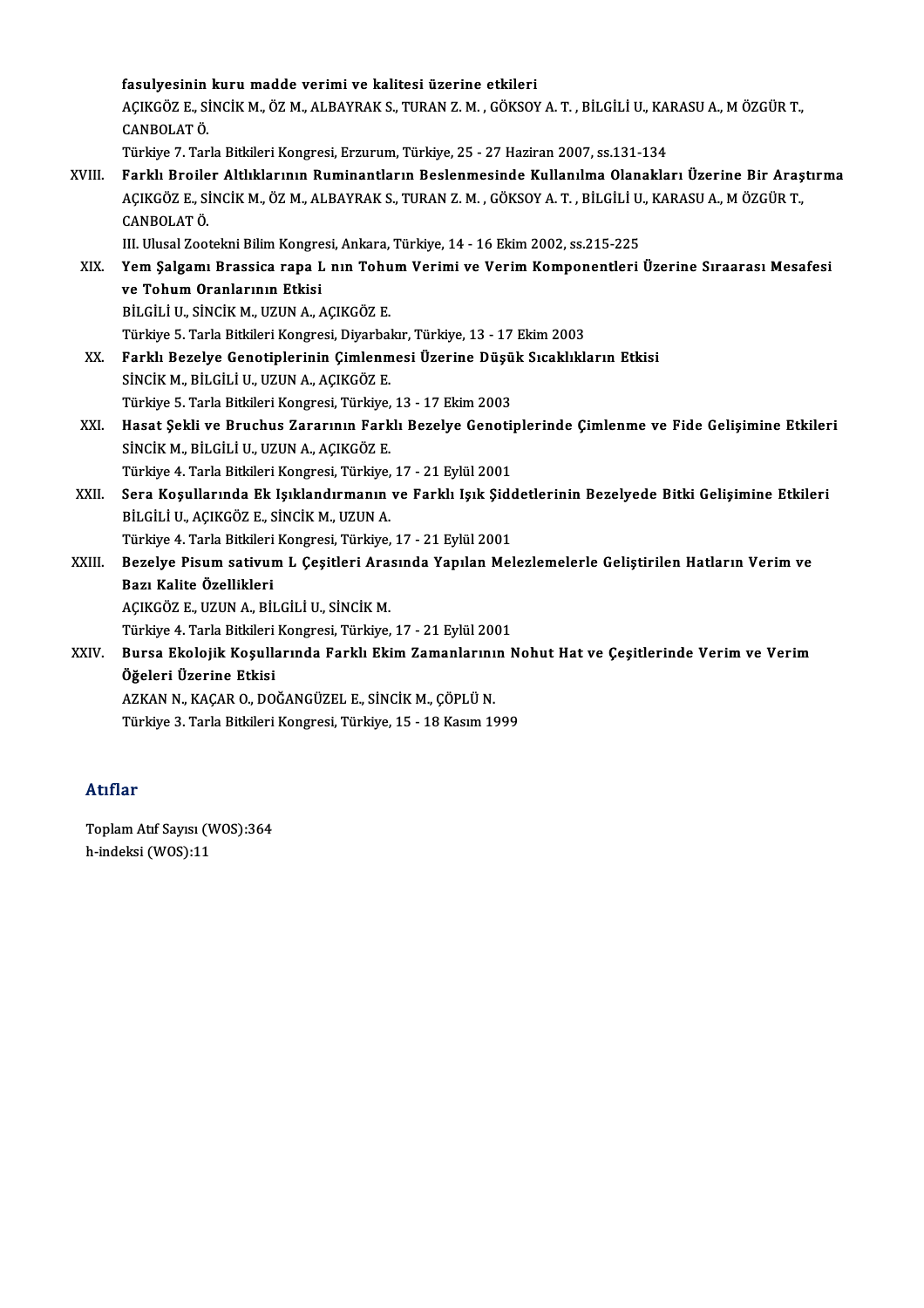fasulyesinin kuru madde verimi ve kalitesi üzerine etkileri
AÇIKGÖZ E., SİNCİK M., ÖZ M., ALBAYRAK S., TURAN Z. M. , GÖKSOY A. T. , BİLGİLİ U., KARASU A., M ÖZGÜR T., CANBOLAT Ö.
Türkiye 7. Tarla Bitkileri Kongresi, Erzurum, Türkiye, 25 - 27 Haziran 2007, ss.131-134

XVIII. **Farklı Broiler Altlıklarının Ruminantların Beslenmesinde Kullanılma Olanakları Üzerine Bir Araştırma**
AÇIKGÖZ E., SİNCİK M., ÖZ M., ALBAYRAK S., TURAN Z. M. , GÖKSOY A. T. , BİLGİLİ U., KARASU A., M ÖZGÜR T., CANBOLAT Ö.
III. Ulusal Zootekni Bilim Kongresi, Ankara, Türkiye, 14 - 16 Ekim 2002, ss.215-225

XIX. **Yem Şalgamı Brassica rapa L nın Tohum Verimi ve Verim Komponentleri Üzerine Sıraarası Mesafesi ve Tohum Oranlarının Etkisi**
BİLGİLİ U., SİNCİK M., UZUN A., AÇIKGÖZ E.
Türkiye 5. Tarla Bitkileri Kongresi, Diyarbakır, Türkiye, 13 - 17 Ekim 2003

XX. **Farklı Bezelye Genotiplerinin Çimlenmesi Üzerine Düşük Sıcaklıkların Etkisi**
SİNCİK M., BİLGİLİ U., UZUN A., AÇIKGÖZ E.
Türkiye 5. Tarla Bitkileri Kongresi, Türkiye, 13 - 17 Ekim 2003

XXI. **Hasat Şekli ve Bruchus Zararının Farklı Bezelye Genotiplerinde Çimlenme ve Fide Gelişimine Etkileri**
SİNCİK M., BİLGİLİ U., UZUN A., AÇIKGÖZ E.
Türkiye 4. Tarla Bitkileri Kongresi, Türkiye, 17 - 21 Eylül 2001

XXII. **Sera Koşullarında Ek Işıklandırmanın ve Farklı Işık Şiddetlerinin Bezelyede Bitki Gelişimine Etkileri**
BİLGİLİ U., AÇIKGÖZ E., SİNCİK M., UZUN A.
Türkiye 4. Tarla Bitkileri Kongresi, Türkiye, 17 - 21 Eylül 2001

XXIII. **Bezelye Pisum sativum L Çeşitleri Arasında Yapılan Melezlemelerle Geliştirilen Hatların Verim ve Bazı Kalite Özellikleri**
AÇIKGÖZ E., UZUN A., BİLGİLİ U., SİNCİK M.
Türkiye 4. Tarla Bitkileri Kongresi, Türkiye, 17 - 21 Eylül 2001

XXIV. **Bursa Ekolojik Koşullarında Farklı Ekim Zamanlarının Nohut Hat ve Çeşitlerinde Verim ve Verim Öğeleri Üzerine Etkisi**
AZKAN N., KAÇAR O., DOĞANGÜZEL E., SİNCİK M., ÇÖPLÜ N.
Türkiye 3. Tarla Bitkileri Kongresi, Türkiye, 15 - 18 Kasım 1999

## Atıflar

Toplam Atıf Sayısı (WOS):364
h-indeksi (WOS):11